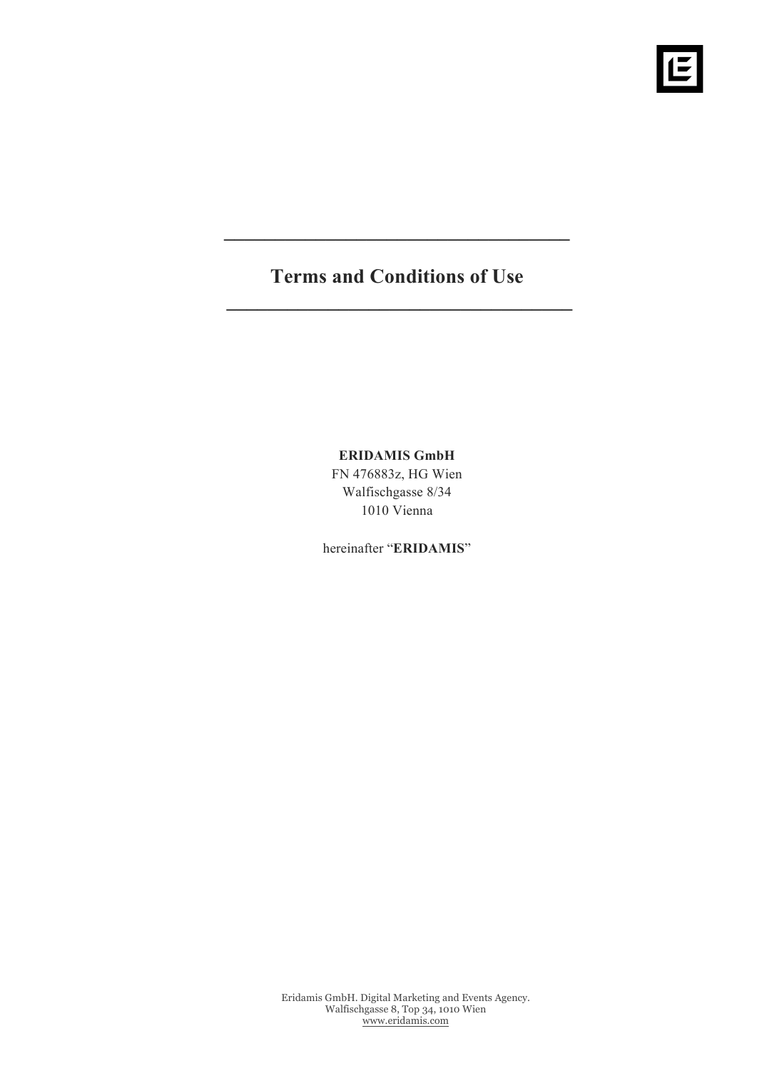# Terms and Conditions of Use

**ERIDAMIS GmbH**
FN 476883z, HG Wien
Walfischgasse 8/34
1010 Vienna

hereinafter "**ERIDAMIS**"

Eridamis GmbH. Digital Marketing and Events Agency.
Walfischgasse 8, Top 34, 1010 Wien
www.eridamis.com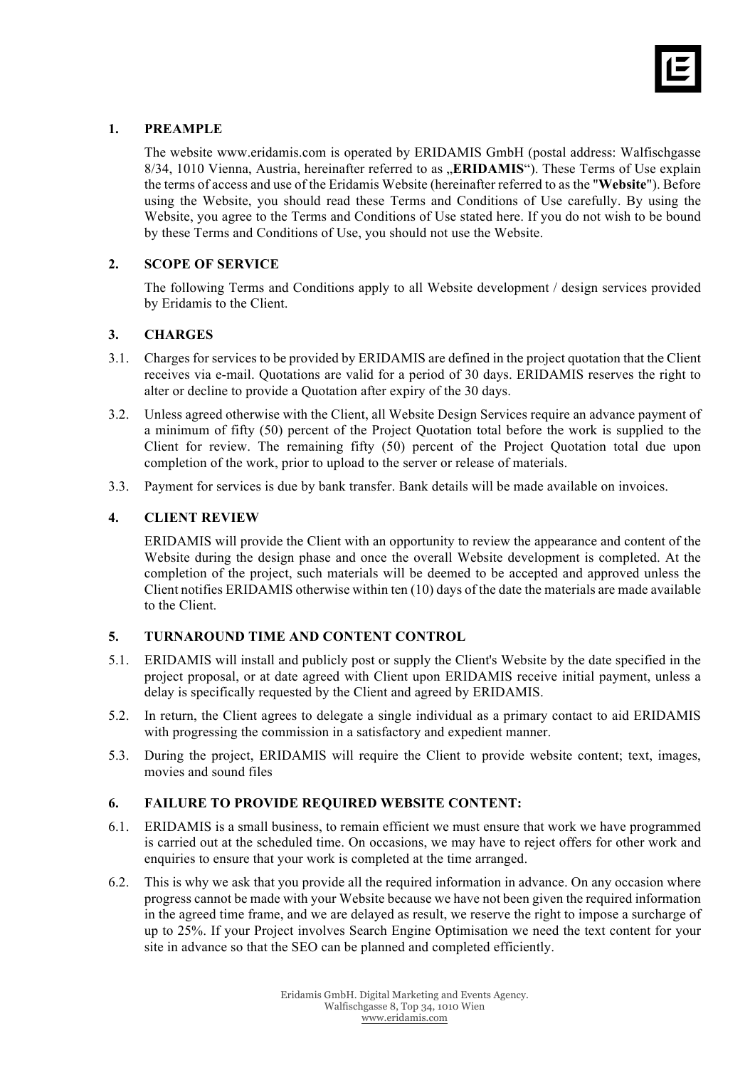## 1. PREAMPLE

The website www.eridamis.com is operated by ERIDAMIS GmbH (postal address: Walfischgasse 8/34, 1010 Vienna, Austria, hereinafter referred to as „**ERIDAMIS**"). These Terms of Use explain the terms of access and use of the Eridamis Website (hereinafter referred to as the "**Website**"). Before using the Website, you should read these Terms and Conditions of Use carefully. By using the Website, you agree to the Terms and Conditions of Use stated here. If you do not wish to be bound by these Terms and Conditions of Use, you should not use the Website.

## 2. SCOPE OF SERVICE

The following Terms and Conditions apply to all Website development / design services provided by Eridamis to the Client.

## 3. CHARGES

3.1. Charges for services to be provided by ERIDAMIS are defined in the project quotation that the Client receives via e-mail. Quotations are valid for a period of 30 days. ERIDAMIS reserves the right to alter or decline to provide a Quotation after expiry of the 30 days.

3.2. Unless agreed otherwise with the Client, all Website Design Services require an advance payment of a minimum of fifty (50) percent of the Project Quotation total before the work is supplied to the Client for review. The remaining fifty (50) percent of the Project Quotation total due upon completion of the work, prior to upload to the server or release of materials.

3.3. Payment for services is due by bank transfer. Bank details will be made available on invoices.

## 4. CLIENT REVIEW

ERIDAMIS will provide the Client with an opportunity to review the appearance and content of the Website during the design phase and once the overall Website development is completed. At the completion of the project, such materials will be deemed to be accepted and approved unless the Client notifies ERIDAMIS otherwise within ten (10) days of the date the materials are made available to the Client.

## 5. TURNAROUND TIME AND CONTENT CONTROL

5.1. ERIDAMIS will install and publicly post or supply the Client's Website by the date specified in the project proposal, or at date agreed with Client upon ERIDAMIS receive initial payment, unless a delay is specifically requested by the Client and agreed by ERIDAMIS.

5.2. In return, the Client agrees to delegate a single individual as a primary contact to aid ERIDAMIS with progressing the commission in a satisfactory and expedient manner.

5.3. During the project, ERIDAMIS will require the Client to provide website content; text, images, movies and sound files

## 6. FAILURE TO PROVIDE REQUIRED WEBSITE CONTENT:

6.1. ERIDAMIS is a small business, to remain efficient we must ensure that work we have programmed is carried out at the scheduled time. On occasions, we may have to reject offers for other work and enquiries to ensure that your work is completed at the time arranged.

6.2. This is why we ask that you provide all the required information in advance. On any occasion where progress cannot be made with your Website because we have not been given the required information in the agreed time frame, and we are delayed as result, we reserve the right to impose a surcharge of up to 25%. If your Project involves Search Engine Optimisation we need the text content for your site in advance so that the SEO can be planned and completed efficiently.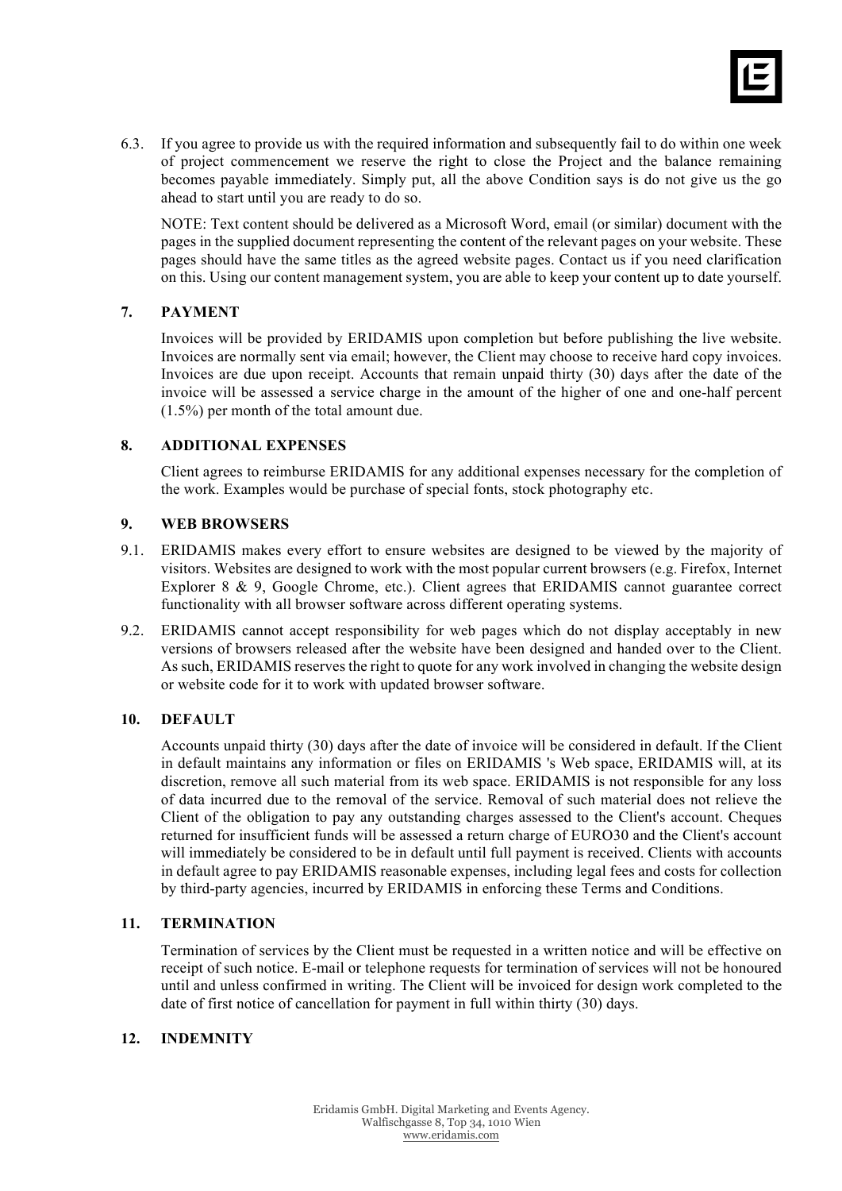6.3. If you agree to provide us with the required information and subsequently fail to do within one week of project commencement we reserve the right to close the Project and the balance remaining becomes payable immediately. Simply put, all the above Condition says is do not give us the go ahead to start until you are ready to do so.

NOTE: Text content should be delivered as a Microsoft Word, email (or similar) document with the pages in the supplied document representing the content of the relevant pages on your website. These pages should have the same titles as the agreed website pages. Contact us if you need clarification on this. Using our content management system, you are able to keep your content up to date yourself.

## 7. PAYMENT

Invoices will be provided by ERIDAMIS upon completion but before publishing the live website. Invoices are normally sent via email; however, the Client may choose to receive hard copy invoices. Invoices are due upon receipt. Accounts that remain unpaid thirty (30) days after the date of the invoice will be assessed a service charge in the amount of the higher of one and one-half percent (1.5%) per month of the total amount due.

## 8. ADDITIONAL EXPENSES

Client agrees to reimburse ERIDAMIS for any additional expenses necessary for the completion of the work. Examples would be purchase of special fonts, stock photography etc.

## 9. WEB BROWSERS

9.1. ERIDAMIS makes every effort to ensure websites are designed to be viewed by the majority of visitors. Websites are designed to work with the most popular current browsers (e.g. Firefox, Internet Explorer 8 & 9, Google Chrome, etc.). Client agrees that ERIDAMIS cannot guarantee correct functionality with all browser software across different operating systems.

9.2. ERIDAMIS cannot accept responsibility for web pages which do not display acceptably in new versions of browsers released after the website have been designed and handed over to the Client. As such, ERIDAMIS reserves the right to quote for any work involved in changing the website design or website code for it to work with updated browser software.

## 10. DEFAULT

Accounts unpaid thirty (30) days after the date of invoice will be considered in default. If the Client in default maintains any information or files on ERIDAMIS 's Web space, ERIDAMIS will, at its discretion, remove all such material from its web space. ERIDAMIS is not responsible for any loss of data incurred due to the removal of the service. Removal of such material does not relieve the Client of the obligation to pay any outstanding charges assessed to the Client's account. Cheques returned for insufficient funds will be assessed a return charge of EURO30 and the Client's account will immediately be considered to be in default until full payment is received. Clients with accounts in default agree to pay ERIDAMIS reasonable expenses, including legal fees and costs for collection by third-party agencies, incurred by ERIDAMIS in enforcing these Terms and Conditions.

## 11. TERMINATION

Termination of services by the Client must be requested in a written notice and will be effective on receipt of such notice. E-mail or telephone requests for termination of services will not be honoured until and unless confirmed in writing. The Client will be invoiced for design work completed to the date of first notice of cancellation for payment in full within thirty (30) days.

## 12. INDEMNITY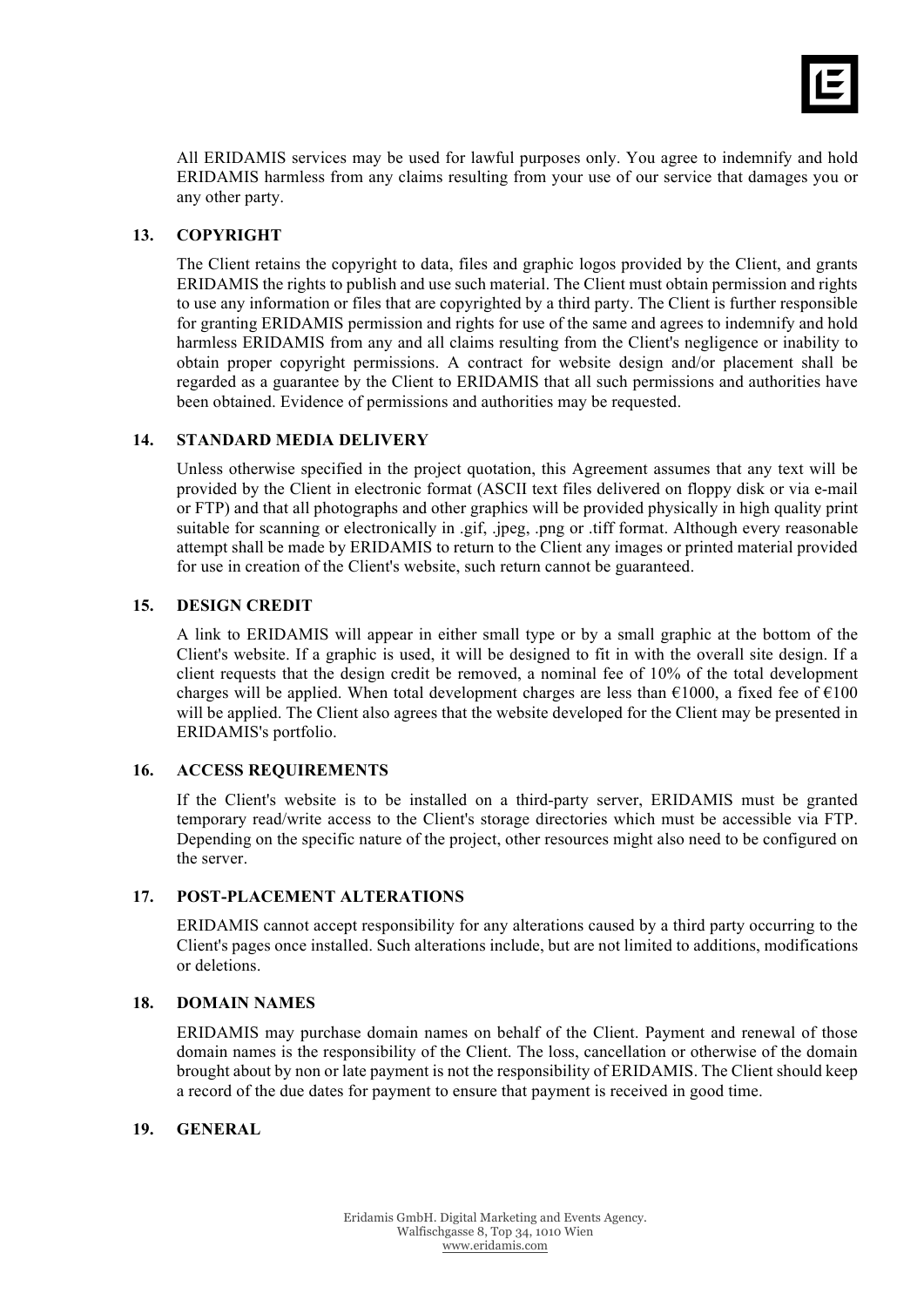All ERIDAMIS services may be used for lawful purposes only. You agree to indemnify and hold ERIDAMIS harmless from any claims resulting from your use of our service that damages you or any other party.

## 13. COPYRIGHT

The Client retains the copyright to data, files and graphic logos provided by the Client, and grants ERIDAMIS the rights to publish and use such material. The Client must obtain permission and rights to use any information or files that are copyrighted by a third party. The Client is further responsible for granting ERIDAMIS permission and rights for use of the same and agrees to indemnify and hold harmless ERIDAMIS from any and all claims resulting from the Client's negligence or inability to obtain proper copyright permissions. A contract for website design and/or placement shall be regarded as a guarantee by the Client to ERIDAMIS that all such permissions and authorities have been obtained. Evidence of permissions and authorities may be requested.

## 14. STANDARD MEDIA DELIVERY

Unless otherwise specified in the project quotation, this Agreement assumes that any text will be provided by the Client in electronic format (ASCII text files delivered on floppy disk or via e-mail or FTP) and that all photographs and other graphics will be provided physically in high quality print suitable for scanning or electronically in .gif, .jpeg, .png or .tiff format. Although every reasonable attempt shall be made by ERIDAMIS to return to the Client any images or printed material provided for use in creation of the Client's website, such return cannot be guaranteed.

## 15. DESIGN CREDIT

A link to ERIDAMIS will appear in either small type or by a small graphic at the bottom of the Client's website. If a graphic is used, it will be designed to fit in with the overall site design. If a client requests that the design credit be removed, a nominal fee of 10% of the total development charges will be applied. When total development charges are less than €1000, a fixed fee of €100 will be applied. The Client also agrees that the website developed for the Client may be presented in ERIDAMIS's portfolio.

## 16. ACCESS REQUIREMENTS

If the Client's website is to be installed on a third-party server, ERIDAMIS must be granted temporary read/write access to the Client's storage directories which must be accessible via FTP. Depending on the specific nature of the project, other resources might also need to be configured on the server.

## 17. POST-PLACEMENT ALTERATIONS

ERIDAMIS cannot accept responsibility for any alterations caused by a third party occurring to the Client's pages once installed. Such alterations include, but are not limited to additions, modifications or deletions.

## 18. DOMAIN NAMES

ERIDAMIS may purchase domain names on behalf of the Client. Payment and renewal of those domain names is the responsibility of the Client. The loss, cancellation or otherwise of the domain brought about by non or late payment is not the responsibility of ERIDAMIS. The Client should keep a record of the due dates for payment to ensure that payment is received in good time.

## 19. GENERAL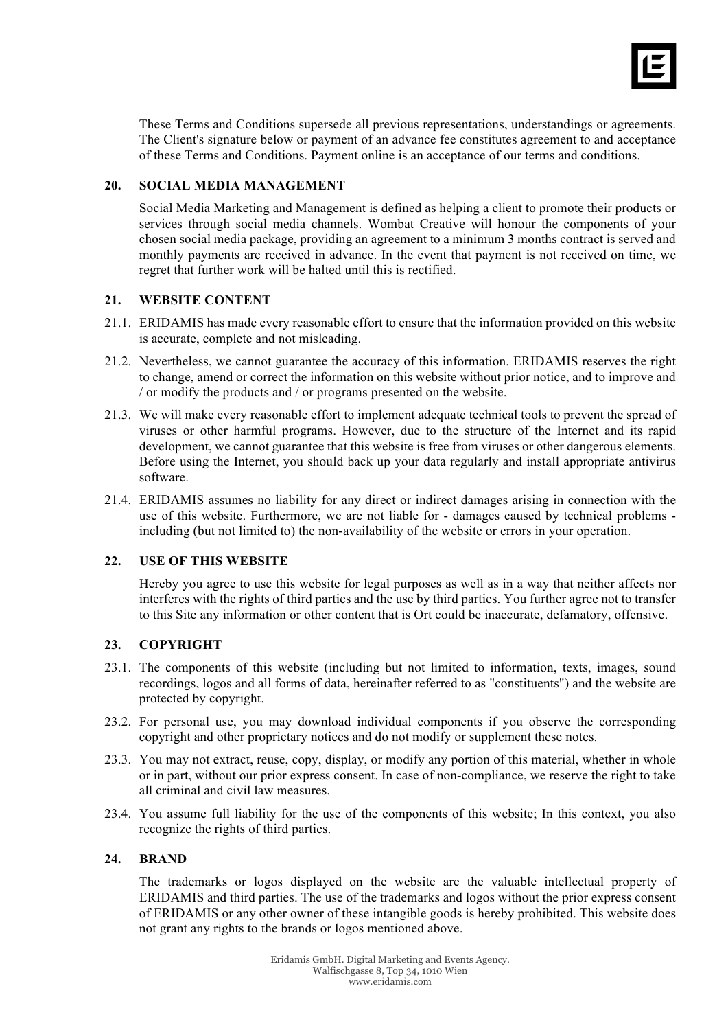These Terms and Conditions supersede all previous representations, understandings or agreements. The Client's signature below or payment of an advance fee constitutes agreement to and acceptance of these Terms and Conditions. Payment online is an acceptance of our terms and conditions.

## 20. SOCIAL MEDIA MANAGEMENT

Social Media Marketing and Management is defined as helping a client to promote their products or services through social media channels. Wombat Creative will honour the components of your chosen social media package, providing an agreement to a minimum 3 months contract is served and monthly payments are received in advance. In the event that payment is not received on time, we regret that further work will be halted until this is rectified.

## 21. WEBSITE CONTENT

21.1. ERIDAMIS has made every reasonable effort to ensure that the information provided on this website is accurate, complete and not misleading.

21.2. Nevertheless, we cannot guarantee the accuracy of this information. ERIDAMIS reserves the right to change, amend or correct the information on this website without prior notice, and to improve and / or modify the products and / or programs presented on the website.

21.3. We will make every reasonable effort to implement adequate technical tools to prevent the spread of viruses or other harmful programs. However, due to the structure of the Internet and its rapid development, we cannot guarantee that this website is free from viruses or other dangerous elements. Before using the Internet, you should back up your data regularly and install appropriate antivirus software.

21.4. ERIDAMIS assumes no liability for any direct or indirect damages arising in connection with the use of this website. Furthermore, we are not liable for - damages caused by technical problems - including (but not limited to) the non-availability of the website or errors in your operation.

## 22. USE OF THIS WEBSITE

Hereby you agree to use this website for legal purposes as well as in a way that neither affects nor interferes with the rights of third parties and the use by third parties. You further agree not to transfer to this Site any information or other content that is Ort could be inaccurate, defamatory, offensive.

## 23. COPYRIGHT

23.1. The components of this website (including but not limited to information, texts, images, sound recordings, logos and all forms of data, hereinafter referred to as "constituents") and the website are protected by copyright.

23.2. For personal use, you may download individual components if you observe the corresponding copyright and other proprietary notices and do not modify or supplement these notes.

23.3. You may not extract, reuse, copy, display, or modify any portion of this material, whether in whole or in part, without our prior express consent. In case of non-compliance, we reserve the right to take all criminal and civil law measures.

23.4. You assume full liability for the use of the components of this website; In this context, you also recognize the rights of third parties.

## 24. BRAND

The trademarks or logos displayed on the website are the valuable intellectual property of ERIDAMIS and third parties. The use of the trademarks and logos without the prior express consent of ERIDAMIS or any other owner of these intangible goods is hereby prohibited. This website does not grant any rights to the brands or logos mentioned above.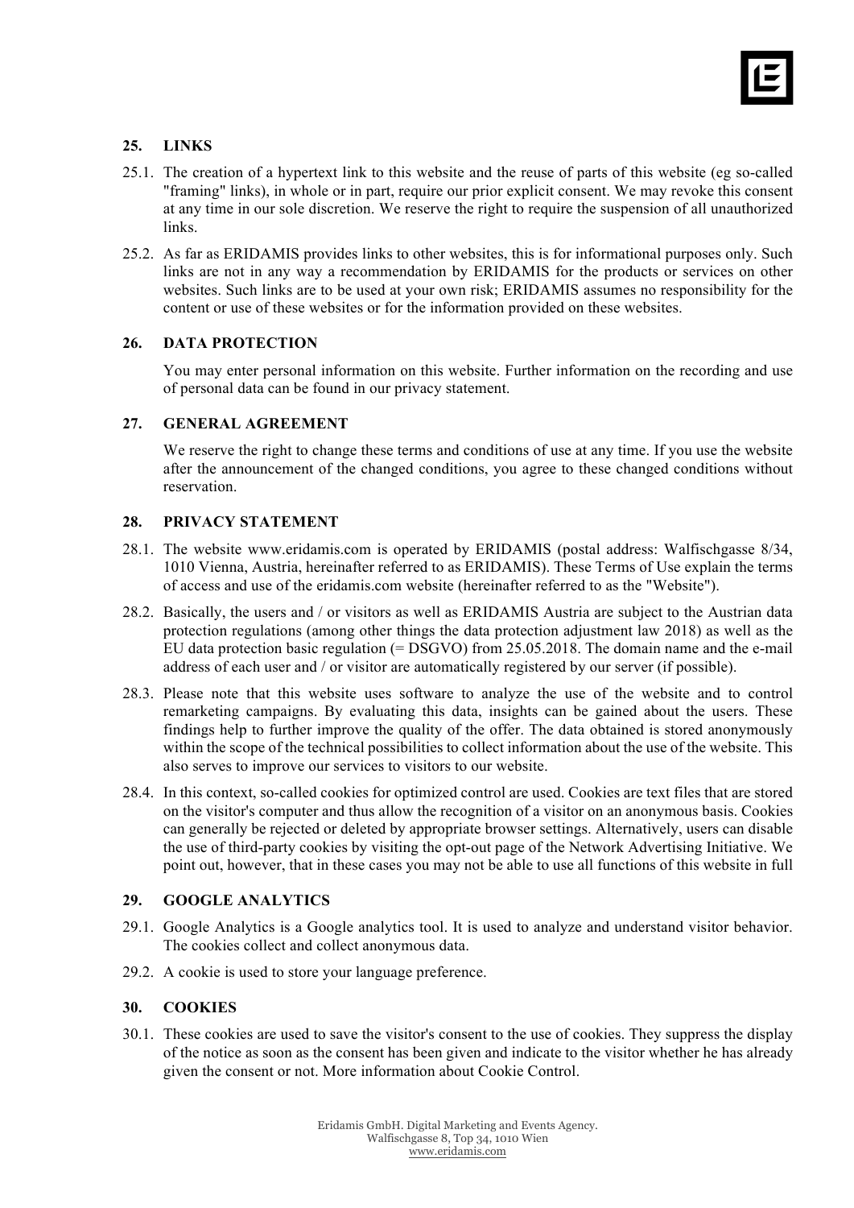## 25. LINKS

25.1. The creation of a hypertext link to this website and the reuse of parts of this website (eg so-called "framing" links), in whole or in part, require our prior explicit consent. We may revoke this consent at any time in our sole discretion. We reserve the right to require the suspension of all unauthorized links.

25.2. As far as ERIDAMIS provides links to other websites, this is for informational purposes only. Such links are not in any way a recommendation by ERIDAMIS for the products or services on other websites. Such links are to be used at your own risk; ERIDAMIS assumes no responsibility for the content or use of these websites or for the information provided on these websites.

## 26. DATA PROTECTION

You may enter personal information on this website. Further information on the recording and use of personal data can be found in our privacy statement.

## 27. GENERAL AGREEMENT

We reserve the right to change these terms and conditions of use at any time. If you use the website after the announcement of the changed conditions, you agree to these changed conditions without reservation.

## 28. PRIVACY STATEMENT

28.1. The website www.eridamis.com is operated by ERIDAMIS (postal address: Walfischgasse 8/34, 1010 Vienna, Austria, hereinafter referred to as ERIDAMIS). These Terms of Use explain the terms of access and use of the eridamis.com website (hereinafter referred to as the "Website").

28.2. Basically, the users and / or visitors as well as ERIDAMIS Austria are subject to the Austrian data protection regulations (among other things the data protection adjustment law 2018) as well as the EU data protection basic regulation (= DSGVO) from 25.05.2018. The domain name and the e-mail address of each user and / or visitor are automatically registered by our server (if possible).

28.3. Please note that this website uses software to analyze the use of the website and to control remarketing campaigns. By evaluating this data, insights can be gained about the users. These findings help to further improve the quality of the offer. The data obtained is stored anonymously within the scope of the technical possibilities to collect information about the use of the website. This also serves to improve our services to visitors to our website.

28.4. In this context, so-called cookies for optimized control are used. Cookies are text files that are stored on the visitor's computer and thus allow the recognition of a visitor on an anonymous basis. Cookies can generally be rejected or deleted by appropriate browser settings. Alternatively, users can disable the use of third-party cookies by visiting the opt-out page of the Network Advertising Initiative. We point out, however, that in these cases you may not be able to use all functions of this website in full

## 29. GOOGLE ANALYTICS

29.1. Google Analytics is a Google analytics tool. It is used to analyze and understand visitor behavior. The cookies collect and collect anonymous data.

29.2. A cookie is used to store your language preference.

## 30. COOKIES

30.1. These cookies are used to save the visitor's consent to the use of cookies. They suppress the display of the notice as soon as the consent has been given and indicate to the visitor whether he has already given the consent or not. More information about Cookie Control.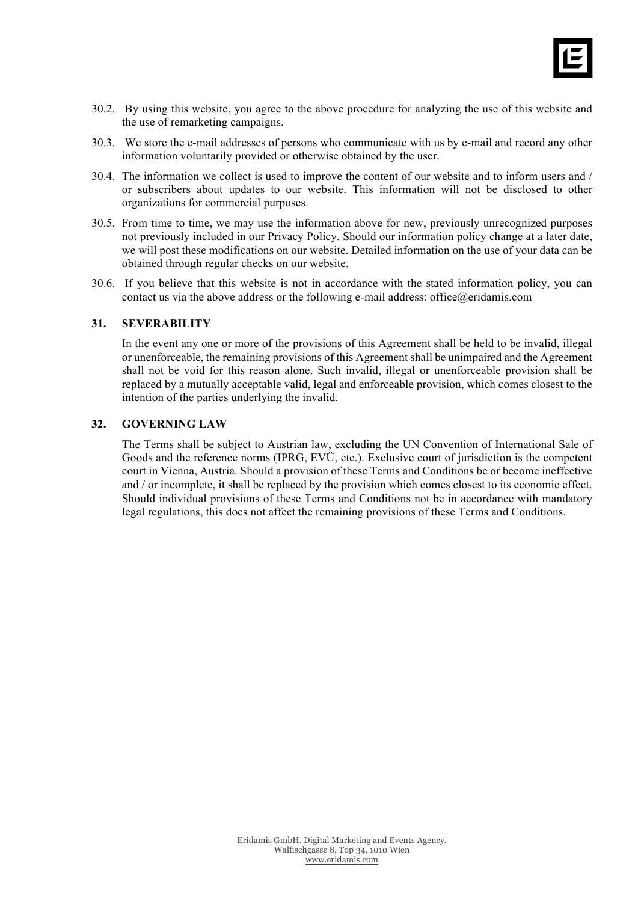30.2. By using this website, you agree to the above procedure for analyzing the use of this website and the use of remarketing campaigns.

30.3. We store the e-mail addresses of persons who communicate with us by e-mail and record any other information voluntarily provided or otherwise obtained by the user.

30.4. The information we collect is used to improve the content of our website and to inform users and / or subscribers about updates to our website. This information will not be disclosed to other organizations for commercial purposes.

30.5. From time to time, we may use the information above for new, previously unrecognized purposes not previously included in our Privacy Policy. Should our information policy change at a later date, we will post these modifications on our website. Detailed information on the use of your data can be obtained through regular checks on our website.

30.6. If you believe that this website is not in accordance with the stated information policy, you can contact us via the above address or the following e-mail address: office@eridamis.com

## 31. SEVERABILITY

In the event any one or more of the provisions of this Agreement shall be held to be invalid, illegal or unenforceable, the remaining provisions of this Agreement shall be unimpaired and the Agreement shall not be void for this reason alone. Such invalid, illegal or unenforceable provision shall be replaced by a mutually acceptable valid, legal and enforceable provision, which comes closest to the intention of the parties underlying the invalid.

## 32. GOVERNING LAW

The Terms shall be subject to Austrian law, excluding the UN Convention of International Sale of Goods and the reference norms (IPRG, EVÜ, etc.). Exclusive court of jurisdiction is the competent court in Vienna, Austria. Should a provision of these Terms and Conditions be or become ineffective and / or incomplete, it shall be replaced by the provision which comes closest to its economic effect. Should individual provisions of these Terms and Conditions not be in accordance with mandatory legal regulations, this does not affect the remaining provisions of these Terms and Conditions.